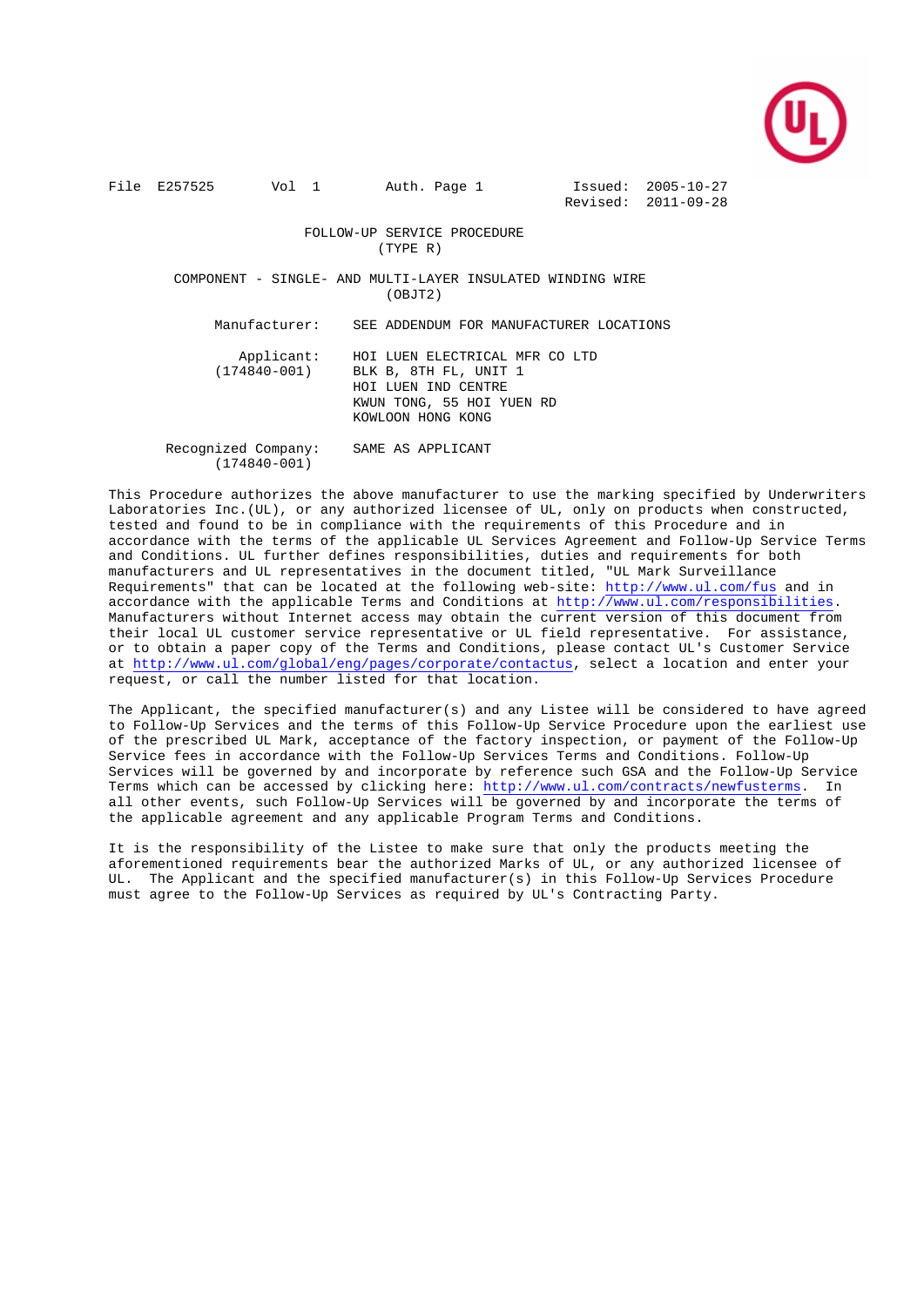File E257525 Vol 1 Auth. Page 1 Issued: 2005-10-27
Revised: 2011-09-28

# FOLLOW-UP SERVICE PROCEDURE (TYPE R)

## COMPONENT - SINGLE- AND MULTI-LAYER INSULATED WINDING WIRE (OBJT2)

Manufacturer: SEE ADDENDUM FOR MANUFACTURER LOCATIONS

Applicant: (174840-001)
HOI LUEN ELECTRICAL MFR CO LTD
BLK B, 8TH FL, UNIT 1
HOI LUEN IND CENTRE
KWUN TONG, 55 HOI YUEN RD
KOWLOON HONG KONG

Recognized Company: (174840-001) SAME AS APPLICANT

This Procedure authorizes the above manufacturer to use the marking specified by Underwriters Laboratories Inc.(UL), or any authorized licensee of UL, only on products when constructed, tested and found to be in compliance with the requirements of this Procedure and in accordance with the terms of the applicable UL Services Agreement and Follow-Up Service Terms and Conditions. UL further defines responsibilities, duties and requirements for both manufacturers and UL representatives in the document titled, "UL Mark Surveillance Requirements" that can be located at the following web-site: http://www.ul.com/fus and in accordance with the applicable Terms and Conditions at http://www.ul.com/responsibilities. Manufacturers without Internet access may obtain the current version of this document from their local UL customer service representative or UL field representative. For assistance, or to obtain a paper copy of the Terms and Conditions, please contact UL's Customer Service at http://www.ul.com/global/eng/pages/corporate/contactus, select a location and enter your request, or call the number listed for that location.

The Applicant, the specified manufacturer(s) and any Listee will be considered to have agreed to Follow-Up Services and the terms of this Follow-Up Service Procedure upon the earliest use of the prescribed UL Mark, acceptance of the factory inspection, or payment of the Follow-Up Service fees in accordance with the Follow-Up Services Terms and Conditions. Follow-Up Services will be governed by and incorporate by reference such GSA and the Follow-Up Service Terms which can be accessed by clicking here: http://www.ul.com/contracts/newfusterms. In all other events, such Follow-Up Services will be governed by and incorporate the terms of the applicable agreement and any applicable Program Terms and Conditions.

It is the responsibility of the Listee to make sure that only the products meeting the aforementioned requirements bear the authorized Marks of UL, or any authorized licensee of UL. The Applicant and the specified manufacturer(s) in this Follow-Up Services Procedure must agree to the Follow-Up Services as required by UL's Contracting Party.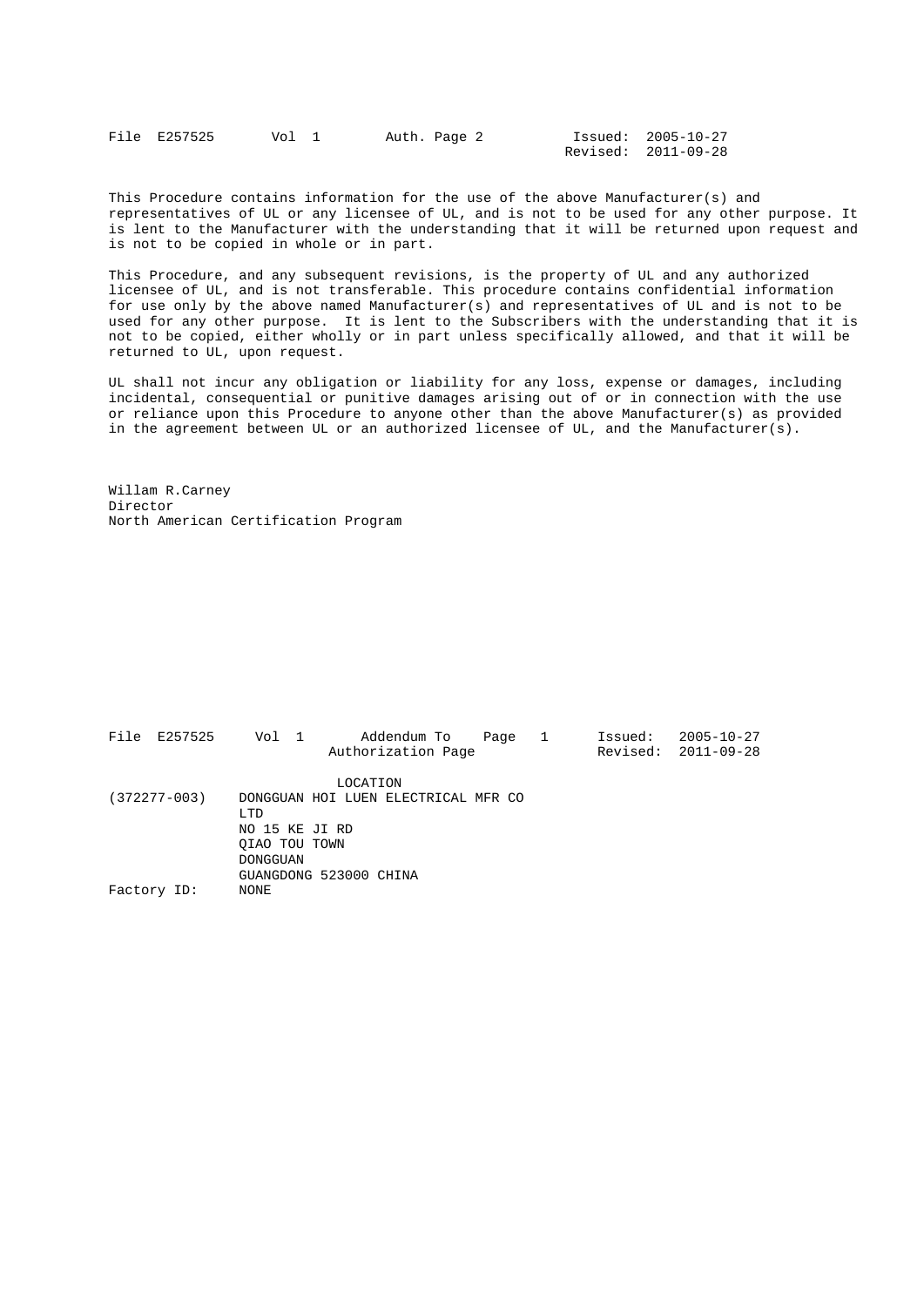File E257525 Vol 1 Auth. Page 2 Issued: 2005-10-27
Revised: 2011-09-28

This Procedure contains information for the use of the above Manufacturer(s) and representatives of UL or any licensee of UL, and is not to be used for any other purpose. It is lent to the Manufacturer with the understanding that it will be returned upon request and is not to be copied in whole or in part.

This Procedure, and any subsequent revisions, is the property of UL and any authorized licensee of UL, and is not transferable. This procedure contains confidential information for use only by the above named Manufacturer(s) and representatives of UL and is not to be used for any other purpose. It is lent to the Subscribers with the understanding that it is not to be copied, either wholly or in part unless specifically allowed, and that it will be returned to UL, upon request.

UL shall not incur any obligation or liability for any loss, expense or damages, including incidental, consequential or punitive damages arising out of or in connection with the use or reliance upon this Procedure to anyone other than the above Manufacturer(s) as provided in the agreement between UL or an authorized licensee of UL, and the Manufacturer(s).

Willam R.Carney
Director
North American Certification Program

File E257525 Vol 1 Addendum To Authorization Page Page 1 Issued: 2005-10-27
Revised: 2011-09-28

LOCATION

(372277-003) DONGGUAN HOI LUEN ELECTRICAL MFR CO LTD
NO 15 KE JI RD
QIAO TOU TOWN
DONGGUAN
GUANGDONG 523000 CHINA

Factory ID: NONE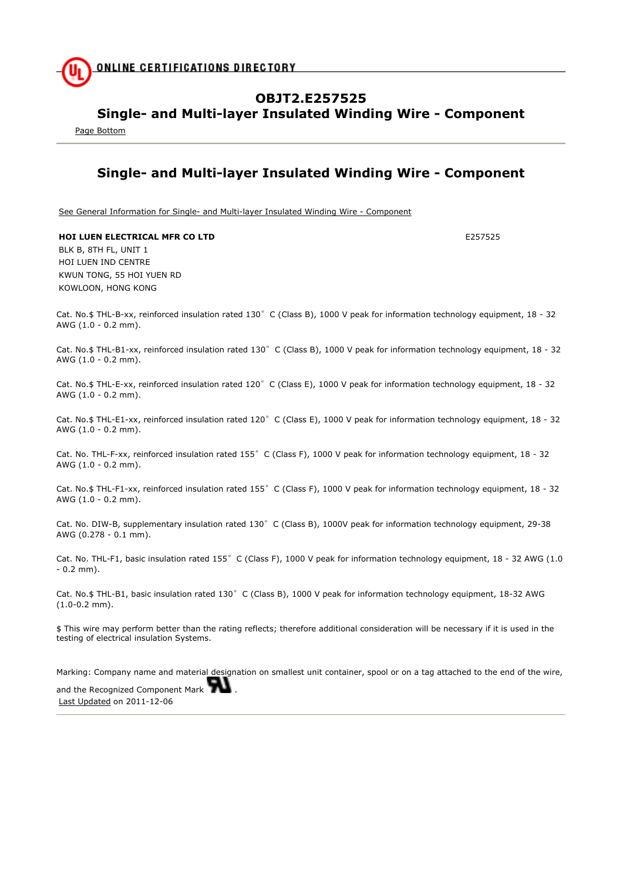ONLINE CERTIFICATIONS DIRECTORY

# OBJT2.E257525
## Single- and Multi-layer Insulated Winding Wire - Component

Page Bottom

## Single- and Multi-layer Insulated Winding Wire - Component

See General Information for Single- and Multi-layer Insulated Winding Wire - Component

**HOI LUEN ELECTRICAL MFR CO LTD** E257525
BLK B, 8TH FL, UNIT 1
HOI LUEN IND CENTRE
KWUN TONG, 55 HOI YUEN RD
KOWLOON, HONG KONG

Cat. No.$ THL-B-xx, reinforced insulation rated 130° C (Class B), 1000 V peak for information technology equipment, 18 - 32 AWG (1.0 - 0.2 mm).

Cat. No.$ THL-B1-xx, reinforced insulation rated 130° C (Class B), 1000 V peak for information technology equipment, 18 - 32 AWG (1.0 - 0.2 mm).

Cat. No.$ THL-E-xx, reinforced insulation rated 120° C (Class E), 1000 V peak for information technology equipment, 18 - 32 AWG (1.0 - 0.2 mm).

Cat. No.$ THL-E1-xx, reinforced insulation rated 120° C (Class E), 1000 V peak for information technology equipment, 18 - 32 AWG (1.0 - 0.2 mm).

Cat. No. THL-F-xx, reinforced insulation rated 155° C (Class F), 1000 V peak for information technology equipment, 18 - 32 AWG (1.0 - 0.2 mm).

Cat. No.$ THL-F1-xx, reinforced insulation rated 155° C (Class F), 1000 V peak for information technology equipment, 18 - 32 AWG (1.0 - 0.2 mm).

Cat. No. DIW-B, supplementary insulation rated 130° C (Class B), 1000V peak for information technology equipment, 29-38 AWG (0.278 - 0.1 mm).

Cat. No. THL-F1, basic insulation rated 155° C (Class F), 1000 V peak for information technology equipment, 18 - 32 AWG (1.0 - 0.2 mm).

Cat. No.$ THL-B1, basic insulation rated 130° C (Class B), 1000 V peak for information technology equipment, 18-32 AWG (1.0-0.2 mm).

$ This wire may perform better than the rating reflects; therefore additional consideration will be necessary if it is used in the testing of electrical insulation Systems.

Marking: Company name and material designation on smallest unit container, spool or on a tag attached to the end of the wire, and the Recognized Component Mark .

Last Updated on 2011-12-06